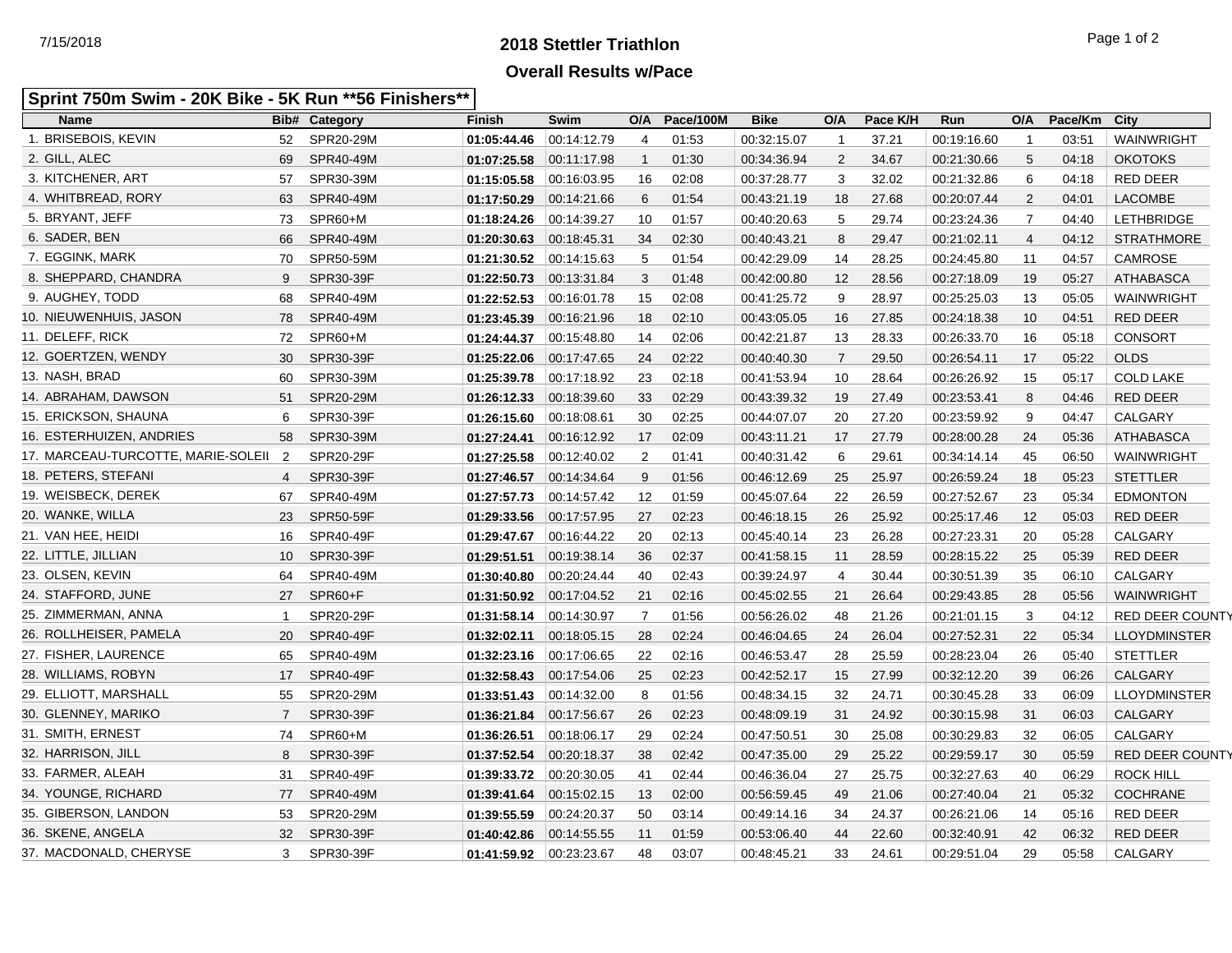# 2018 Stettler Triathlon

## Overall Results w/Pace

### Sprint 750m Swim - 20K Bike - 5K Run **56 Finishers**

| Name | Bib# | Category | Finish | Swim | O/A | Pace/100M | Bike | O/A | Pace K/H | Run | O/A | Pace/Km | City |
|---|---|---|---|---|---|---|---|---|---|---|---|---|---|
| 1. BRISEBOIS, KEVIN | 52 | SPR20-29M | **01:05:44.46** | 00:14:12.79 | 4 | 01:53 | 00:32:15.07 | 1 | 37.21 | 00:19:16.60 | 1 | 03:51 | WAINWRIGHT |
| 2. GILL, ALEC | 69 | SPR40-49M | **01:07:25.58** | 00:11:17.98 | 1 | 01:30 | 00:34:36.94 | 2 | 34.67 | 00:21:30.66 | 5 | 04:18 | OKOTOKS |
| 3. KITCHENER, ART | 57 | SPR30-39M | **01:15:05.58** | 00:16:03.95 | 16 | 02:08 | 00:37:28.77 | 3 | 32.02 | 00:21:32.86 | 6 | 04:18 | RED DEER |
| 4. WHITBREAD, RORY | 63 | SPR40-49M | **01:17:50.29** | 00:14:21.66 | 6 | 01:54 | 00:43:21.19 | 18 | 27.68 | 00:20:07.44 | 2 | 04:01 | LACOMBE |
| 5. BRYANT, JEFF | 73 | SPR60+M | **01:18:24.26** | 00:14:39.27 | 10 | 01:57 | 00:40:20.63 | 5 | 29.74 | 00:23:24.36 | 7 | 04:40 | LETHBRIDGE |
| 6. SADER, BEN | 66 | SPR40-49M | **01:20:30.63** | 00:18:45.31 | 34 | 02:30 | 00:40:43.21 | 8 | 29.47 | 00:21:02.11 | 4 | 04:12 | STRATHMORE |
| 7. EGGINK, MARK | 70 | SPR50-59M | **01:21:30.52** | 00:14:15.63 | 5 | 01:54 | 00:42:29.09 | 14 | 28.25 | 00:24:45.80 | 11 | 04:57 | CAMROSE |
| 8. SHEPPARD, CHANDRA | 9 | SPR30-39F | **01:22:50.73** | 00:13:31.84 | 3 | 01:48 | 00:42:00.80 | 12 | 28.56 | 00:27:18.09 | 19 | 05:27 | ATHABASCA |
| 9. AUGHEY, TODD | 68 | SPR40-49M | **01:22:52.53** | 00:16:01.78 | 15 | 02:08 | 00:41:25.72 | 9 | 28.97 | 00:25:25.03 | 13 | 05:05 | WAINWRIGHT |
| 10. NIEUWENHUIS, JASON | 78 | SPR40-49M | **01:23:45.39** | 00:16:21.96 | 18 | 02:10 | 00:43:05.05 | 16 | 27.85 | 00:24:18.38 | 10 | 04:51 | RED DEER |
| 11. DELEFF, RICK | 72 | SPR60+M | **01:24:44.37** | 00:15:48.80 | 14 | 02:06 | 00:42:21.87 | 13 | 28.33 | 00:26:33.70 | 16 | 05:18 | CONSORT |
| 12. GOERTZEN, WENDY | 30 | SPR30-39F | **01:25:22.06** | 00:17:47.65 | 24 | 02:22 | 00:40:40.30 | 7 | 29.50 | 00:26:54.11 | 17 | 05:22 | OLDS |
| 13. NASH, BRAD | 60 | SPR30-39M | **01:25:39.78** | 00:17:18.92 | 23 | 02:18 | 00:41:53.94 | 10 | 28.64 | 00:26:26.92 | 15 | 05:17 | COLD LAKE |
| 14. ABRAHAM, DAWSON | 51 | SPR20-29M | **01:26:12.33** | 00:18:39.60 | 33 | 02:29 | 00:43:39.32 | 19 | 27.49 | 00:23:53.41 | 8 | 04:46 | RED DEER |
| 15. ERICKSON, SHAUNA | 6 | SPR30-39F | **01:26:15.60** | 00:18:08.61 | 30 | 02:25 | 00:44:07.07 | 20 | 27.20 | 00:23:59.92 | 9 | 04:47 | CALGARY |
| 16. ESTERHUIZEN, ANDRIES | 58 | SPR30-39M | **01:27:24.41** | 00:16:12.92 | 17 | 02:09 | 00:43:11.21 | 17 | 27.79 | 00:28:00.28 | 24 | 05:36 | ATHABASCA |
| 17. MARCEAU-TURCOTTE, MARIE-SOLEIL | 2 | SPR20-29F | **01:27:25.58** | 00:12:40.02 | 2 | 01:41 | 00:40:31.42 | 6 | 29.61 | 00:34:14.14 | 45 | 06:50 | WAINWRIGHT |
| 18. PETERS, STEFANI | 4 | SPR30-39F | **01:27:46.57** | 00:14:34.64 | 9 | 01:56 | 00:46:12.69 | 25 | 25.97 | 00:26:59.24 | 18 | 05:23 | STETTLER |
| 19. WEISBECK, DEREK | 67 | SPR40-49M | **01:27:57.73** | 00:14:57.42 | 12 | 01:59 | 00:45:07.64 | 22 | 26.59 | 00:27:52.67 | 23 | 05:34 | EDMONTON |
| 20. WANKE, WILLA | 23 | SPR50-59F | **01:29:33.56** | 00:17:57.95 | 27 | 02:23 | 00:46:18.15 | 26 | 25.92 | 00:25:17.46 | 12 | 05:03 | RED DEER |
| 21. VAN HEE, HEIDI | 16 | SPR40-49F | **01:29:47.67** | 00:16:44.22 | 20 | 02:13 | 00:45:40.14 | 23 | 26.28 | 00:27:23.31 | 20 | 05:28 | CALGARY |
| 22. LITTLE, JILLIAN | 10 | SPR30-39F | **01:29:51.51** | 00:19:38.14 | 36 | 02:37 | 00:41:58.15 | 11 | 28.59 | 00:28:15.22 | 25 | 05:39 | RED DEER |
| 23. OLSEN, KEVIN | 64 | SPR40-49M | **01:30:40.80** | 00:20:24.44 | 40 | 02:43 | 00:39:24.97 | 4 | 30.44 | 00:30:51.39 | 35 | 06:10 | CALGARY |
| 24. STAFFORD, JUNE | 27 | SPR60+F | **01:31:50.92** | 00:17:04.52 | 21 | 02:16 | 00:45:02.55 | 21 | 26.64 | 00:29:43.85 | 28 | 05:56 | WAINWRIGHT |
| 25. ZIMMERMAN, ANNA | 1 | SPR20-29F | **01:31:58.14** | 00:14:30.97 | 7 | 01:56 | 00:56:26.02 | 48 | 21.26 | 00:21:01.15 | 3 | 04:12 | RED DEER COUNTY |
| 26. ROLLHEISER, PAMELA | 20 | SPR40-49F | **01:32:02.11** | 00:18:05.15 | 28 | 02:24 | 00:46:04.65 | 24 | 26.04 | 00:27:52.31 | 22 | 05:34 | LLOYDMINSTER |
| 27. FISHER, LAURENCE | 65 | SPR40-49M | **01:32:23.16** | 00:17:06.65 | 22 | 02:16 | 00:46:53.47 | 28 | 25.59 | 00:28:23.04 | 26 | 05:40 | STETTLER |
| 28. WILLIAMS, ROBYN | 17 | SPR40-49F | **01:32:58.43** | 00:17:54.06 | 25 | 02:23 | 00:42:52.17 | 15 | 27.99 | 00:32:12.20 | 39 | 06:26 | CALGARY |
| 29. ELLIOTT, MARSHALL | 55 | SPR20-29M | **01:33:51.43** | 00:14:32.00 | 8 | 01:56 | 00:48:34.15 | 32 | 24.71 | 00:30:45.28 | 33 | 06:09 | LLOYDMINSTER |
| 30. GLENNEY, MARIKO | 7 | SPR30-39F | **01:36:21.84** | 00:17:56.67 | 26 | 02:23 | 00:48:09.19 | 31 | 24.92 | 00:30:15.98 | 31 | 06:03 | CALGARY |
| 31. SMITH, ERNEST | 74 | SPR60+M | **01:36:26.51** | 00:18:06.17 | 29 | 02:24 | 00:47:50.51 | 30 | 25.08 | 00:30:29.83 | 32 | 06:05 | CALGARY |
| 32. HARRISON, JILL | 8 | SPR30-39F | **01:37:52.54** | 00:20:18.37 | 38 | 02:42 | 00:47:35.00 | 29 | 25.22 | 00:29:59.17 | 30 | 05:59 | RED DEER COUNTY |
| 33. FARMER, ALEAH | 31 | SPR40-49F | **01:39:33.72** | 00:20:30.05 | 41 | 02:44 | 00:46:36.04 | 27 | 25.75 | 00:32:27.63 | 40 | 06:29 | ROCK HILL |
| 34. YOUNGE, RICHARD | 77 | SPR40-49M | **01:39:41.64** | 00:15:02.15 | 13 | 02:00 | 00:56:59.45 | 49 | 21.06 | 00:27:40.04 | 21 | 05:32 | COCHRANE |
| 35. GIBERSON, LANDON | 53 | SPR20-29M | **01:39:55.59** | 00:24:20.37 | 50 | 03:14 | 00:49:14.16 | 34 | 24.37 | 00:26:21.06 | 14 | 05:16 | RED DEER |
| 36. SKENE, ANGELA | 32 | SPR30-39F | **01:40:42.86** | 00:14:55.55 | 11 | 01:59 | 00:53:06.40 | 44 | 22.60 | 00:32:40.91 | 42 | 06:32 | RED DEER |
| 37. MACDONALD, CHERYSE | 3 | SPR30-39F | **01:41:59.92** | 00:23:23.67 | 48 | 03:07 | 00:48:45.21 | 33 | 24.61 | 00:29:51.04 | 29 | 05:58 | CALGARY |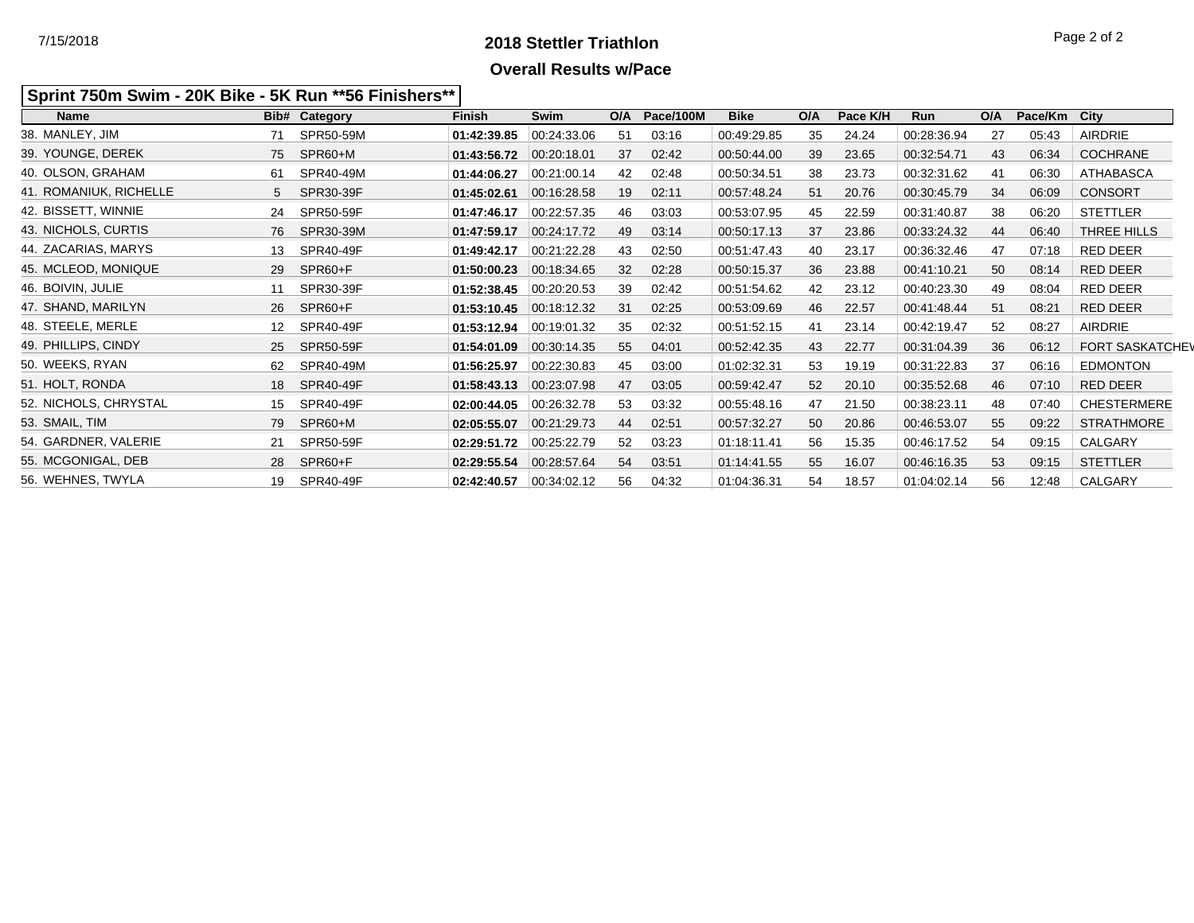# 2018 Stettler Triathlon

## Overall Results w/Pace

**Sprint 750m Swim - 20K Bike - 5K Run **56 Finishers****

| Name | Bib# | Category | Finish | Swim | O/A | Pace/100M | Bike | O/A | Pace K/H | Run | O/A | Pace/Km | City |
|---|---|---|---|---|---|---|---|---|---|---|---|---|---|
| 38. MANLEY, JIM | 71 | SPR50-59M | **01:42:39.85** | 00:24:33.06 | 51 | 03:16 | 00:49:29.85 | 35 | 24.24 | 00:28:36.94 | 27 | 05:43 | AIRDRIE |
| 39. YOUNGE, DEREK | 75 | SPR60+M | **01:43:56.72** | 00:20:18.01 | 37 | 02:42 | 00:50:44.00 | 39 | 23.65 | 00:32:54.71 | 43 | 06:34 | COCHRANE |
| 40. OLSON, GRAHAM | 61 | SPR40-49M | **01:44:06.27** | 00:21:00.14 | 42 | 02:48 | 00:50:34.51 | 38 | 23.73 | 00:32:31.62 | 41 | 06:30 | ATHABASCA |
| 41. ROMANIUK, RICHELLE | 5 | SPR30-39F | **01:45:02.61** | 00:16:28.58 | 19 | 02:11 | 00:57:48.24 | 51 | 20.76 | 00:30:45.79 | 34 | 06:09 | CONSORT |
| 42. BISSETT, WINNIE | 24 | SPR50-59F | **01:47:46.17** | 00:22:57.35 | 46 | 03:03 | 00:53:07.95 | 45 | 22.59 | 00:31:40.87 | 38 | 06:20 | STETTLER |
| 43. NICHOLS, CURTIS | 76 | SPR30-39M | **01:47:59.17** | 00:24:17.72 | 49 | 03:14 | 00:50:17.13 | 37 | 23.86 | 00:33:24.32 | 44 | 06:40 | THREE HILLS |
| 44. ZACARIAS, MARYS | 13 | SPR40-49F | **01:49:42.17** | 00:21:22.28 | 43 | 02:50 | 00:51:47.43 | 40 | 23.17 | 00:36:32.46 | 47 | 07:18 | RED DEER |
| 45. MCLEOD, MONIQUE | 29 | SPR60+F | **01:50:00.23** | 00:18:34.65 | 32 | 02:28 | 00:50:15.37 | 36 | 23.88 | 00:41:10.21 | 50 | 08:14 | RED DEER |
| 46. BOIVIN, JULIE | 11 | SPR30-39F | **01:52:38.45** | 00:20:20.53 | 39 | 02:42 | 00:51:54.62 | 42 | 23.12 | 00:40:23.30 | 49 | 08:04 | RED DEER |
| 47. SHAND, MARILYN | 26 | SPR60+F | **01:53:10.45** | 00:18:12.32 | 31 | 02:25 | 00:53:09.69 | 46 | 22.57 | 00:41:48.44 | 51 | 08:21 | RED DEER |
| 48. STEELE, MERLE | 12 | SPR40-49F | **01:53:12.94** | 00:19:01.32 | 35 | 02:32 | 00:51:52.15 | 41 | 23.14 | 00:42:19.47 | 52 | 08:27 | AIRDRIE |
| 49. PHILLIPS, CINDY | 25 | SPR50-59F | **01:54:01.09** | 00:30:14.35 | 55 | 04:01 | 00:52:42.35 | 43 | 22.77 | 00:31:04.39 | 36 | 06:12 | FORT SASKATCHEW |
| 50. WEEKS, RYAN | 62 | SPR40-49M | **01:56:25.97** | 00:22:30.83 | 45 | 03:00 | 01:02:32.31 | 53 | 19.19 | 00:31:22.83 | 37 | 06:16 | EDMONTON |
| 51. HOLT, RONDA | 18 | SPR40-49F | **01:58:43.13** | 00:23:07.98 | 47 | 03:05 | 00:59:42.47 | 52 | 20.10 | 00:35:52.68 | 46 | 07:10 | RED DEER |
| 52. NICHOLS, CHRYSTAL | 15 | SPR40-49F | **02:00:44.05** | 00:26:32.78 | 53 | 03:32 | 00:55:48.16 | 47 | 21.50 | 00:38:23.11 | 48 | 07:40 | CHESTERMERE |
| 53. SMAIL, TIM | 79 | SPR60+M | **02:05:55.07** | 00:21:29.73 | 44 | 02:51 | 00:57:32.27 | 50 | 20.86 | 00:46:53.07 | 55 | 09:22 | STRATHMORE |
| 54. GARDNER, VALERIE | 21 | SPR50-59F | **02:29:51.72** | 00:25:22.79 | 52 | 03:23 | 01:18:11.41 | 56 | 15.35 | 00:46:17.52 | 54 | 09:15 | CALGARY |
| 55. MCGONIGAL, DEB | 28 | SPR60+F | **02:29:55.54** | 00:28:57.64 | 54 | 03:51 | 01:14:41.55 | 55 | 16.07 | 00:46:16.35 | 53 | 09:15 | STETTLER |
| 56. WEHNES, TWYLA | 19 | SPR40-49F | **02:42:40.57** | 00:34:02.12 | 56 | 04:32 | 01:04:36.31 | 54 | 18.57 | 01:04:02.14 | 56 | 12:48 | CALGARY |